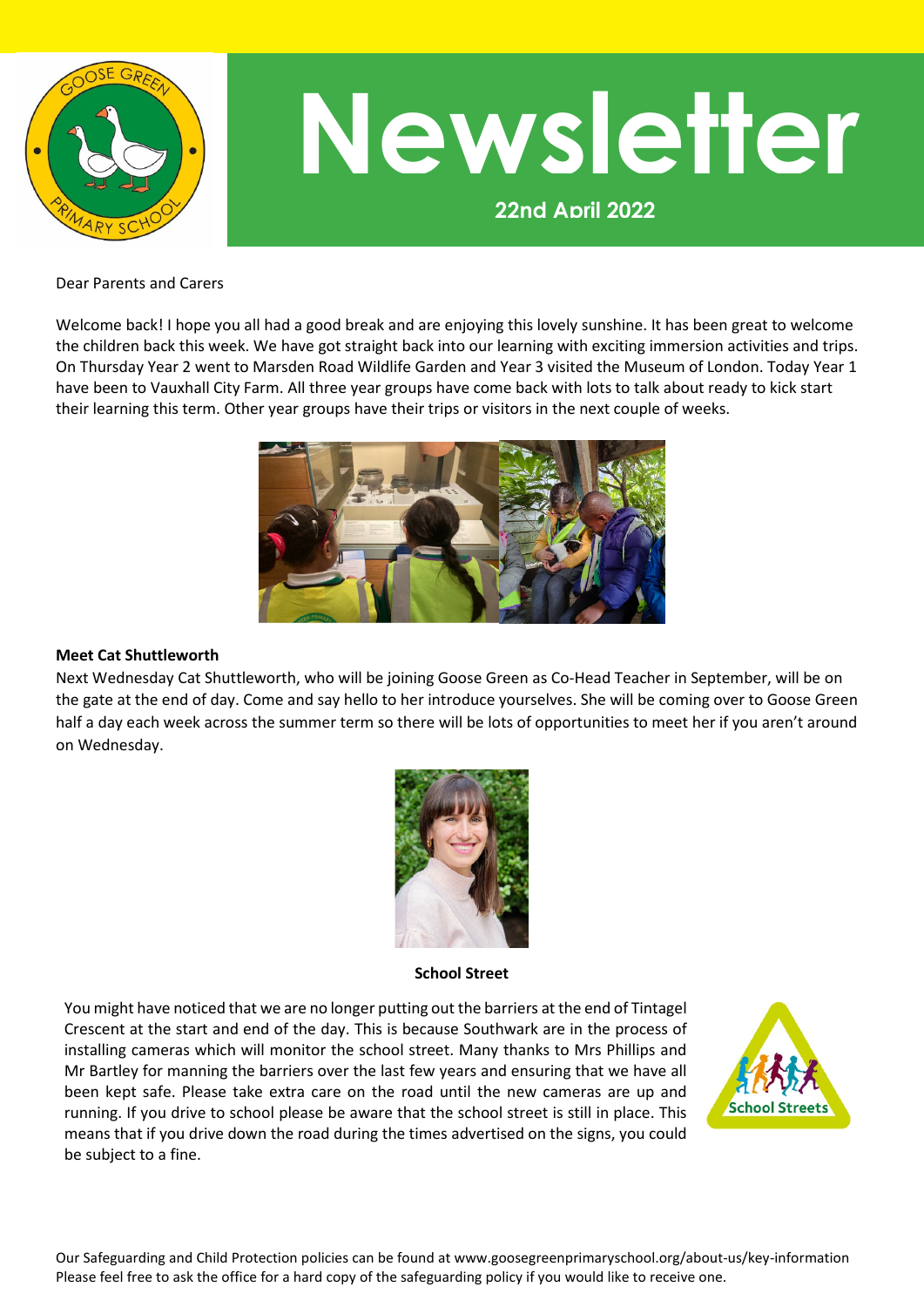# Newsletter

22nd April 2022

Dear Parents and Carers

Welcome back! I hope you all had a good break and are enjoying this lovely sunshine. It has been great to welcome the children back this week. We have got straight back into our learning with exciting immersion activities and trips. On Thursday Year 2 went to Marsden Road Wildlife Garden and Year 3 visited the Museum of London. Today Year 1 have been to Vauxhall City Farm. All three year groups have come back with lots to talk about ready to kick start their learning this term. Other year groups have their trips or visitors in the next couple of weeks.

**Meet Cat Shuttleworth**

Next Wednesday Cat Shuttleworth, who will be joining Goose Green as Co-Head Teacher in September, will be on the gate at the end of day. Come and say hello to her introduce yourselves. She will be coming over to Goose Green half a day each week across the summer term so there will be lots of opportunities to meet her if you aren't around on Wednesday.

**School Street**

You might have noticed that we are no longer putting out the barriers at the end of Tintagel Crescent at the start and end of the day. This is because Southwark are in the process of installing cameras which will monitor the school street. Many thanks to Mrs Phillips and Mr Bartley for manning the barriers over the last few years and ensuring that we have all been kept safe. Please take extra care on the road until the new cameras are up and running. If you drive to school please be aware that the school street is still in place. This means that if you drive down the road during the times advertised on the signs, you could be subject to a fine.

Our Safeguarding and Child Protection policies can be found at www.goosegreenprimaryschool.org/about-us/key-information
Please feel free to ask the office for a hard copy of the safeguarding policy if you would like to receive one.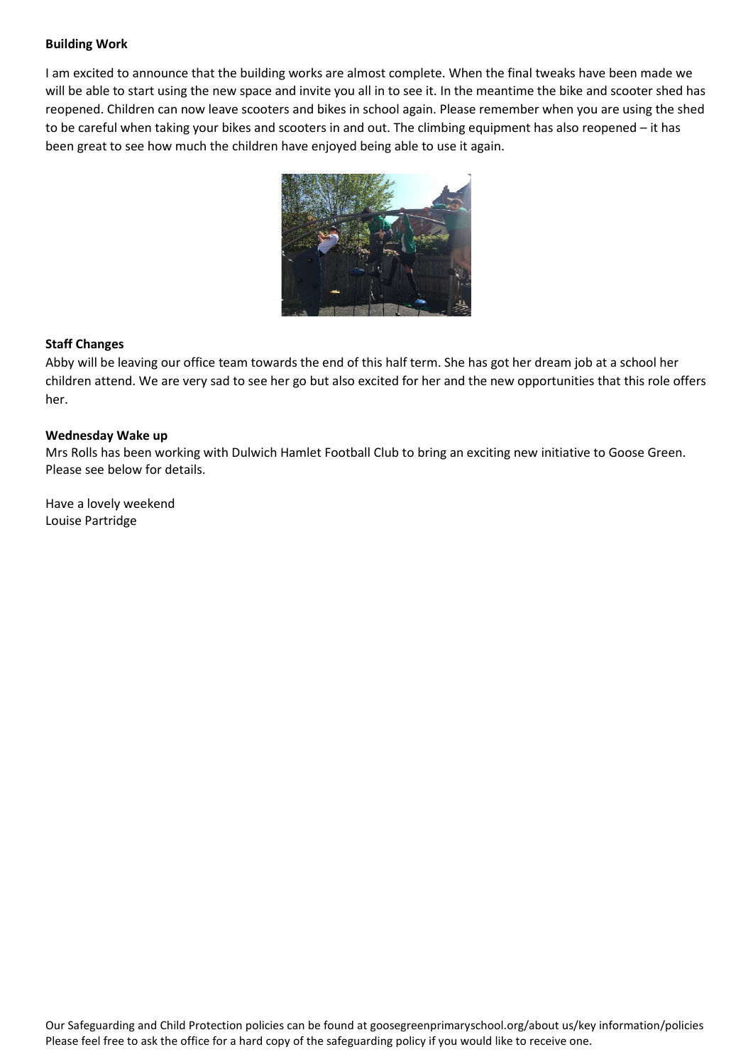**Building Work**

I am excited to announce that the building works are almost complete. When the final tweaks have been made we will be able to start using the new space and invite you all in to see it. In the meantime the bike and scooter shed has reopened. Children can now leave scooters and bikes in school again. Please remember when you are using the shed to be careful when taking your bikes and scooters in and out. The climbing equipment has also reopened – it has been great to see how much the children have enjoyed being able to use it again.

**Staff Changes**

Abby will be leaving our office team towards the end of this half term. She has got her dream job at a school her children attend. We are very sad to see her go but also excited for her and the new opportunities that this role offers her.

**Wednesday Wake up**

Mrs Rolls has been working with Dulwich Hamlet Football Club to bring an exciting new initiative to Goose Green. Please see below for details.

Have a lovely weekend
Louise Partridge

Our Safeguarding and Child Protection policies can be found at goosegreenprimaryschool.org/about us/key information/policies
Please feel free to ask the office for a hard copy of the safeguarding policy if you would like to receive one.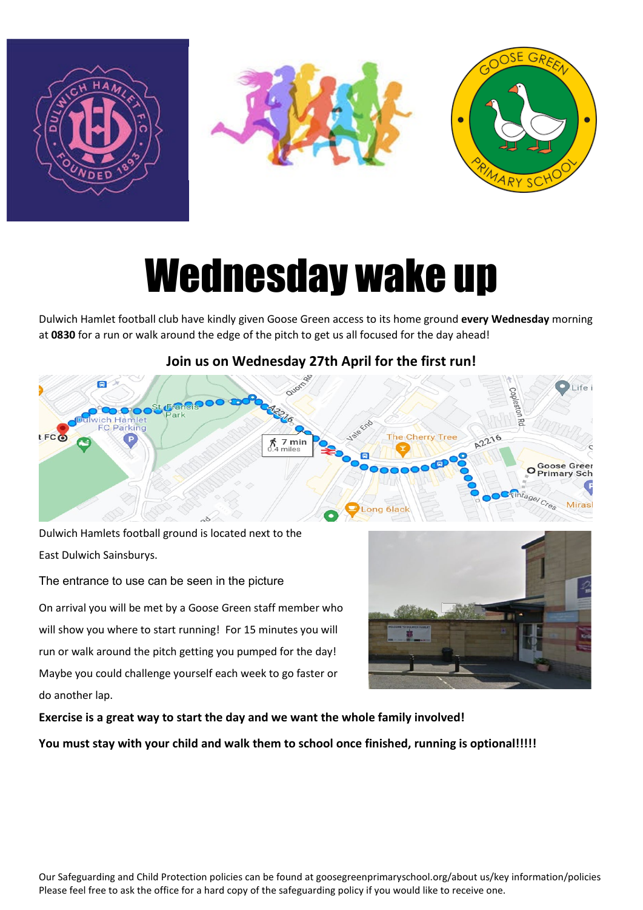# Wednesday wake up

Dulwich Hamlet football club have kindly given Goose Green access to its home ground **every Wednesday** morning at **0830** for a run or walk around the edge of the pitch to get us all focused for the day ahead!

## Join us on Wednesday 27th April for the first run!

Dulwich Hamlets football ground is located next to the East Dulwich Sainsburys.

The entrance to use can be seen in the picture

On arrival you will be met by a Goose Green staff member who will show you where to start running! For 15 minutes you will run or walk around the pitch getting you pumped for the day! Maybe you could challenge yourself each week to go faster or do another lap.

**Exercise is a great way to start the day and we want the whole family involved!**

**You must stay with your child and walk them to school once finished, running is optional!!!!!**

Our Safeguarding and Child Protection policies can be found at goosegreenprimaryschool.org/about us/key information/policies
Please feel free to ask the office for a hard copy of the safeguarding policy if you would like to receive one.